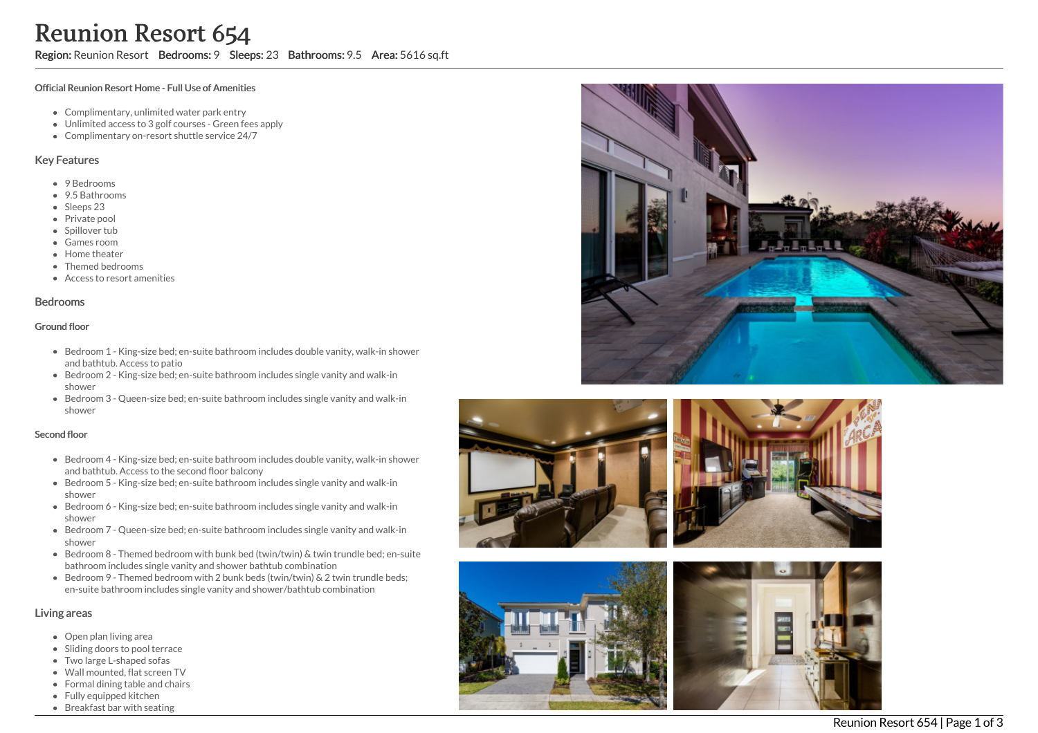# Reunion Resort 654

**Region:** Reunion Resort **Bedrooms:** 9 **Sleeps:** 23 **Bathrooms:** 9.5 **Area:** 5616 sq.ft

#### Official Reunion Resort Home - Full Use of Amenities

- Complimentary, unlimited water park entry
- Unlimited access to 3 golf courses - Green fees apply
- Complimentary on-resort shuttle service 24/7

## Key Features

- 9 Bedrooms
- 9.5 Bathrooms
- Sleeps 23
- Private pool
- Spillover tub
- Games room
- Home theater
- Themed bedrooms
- Access to resort amenities

## Bedrooms

#### Ground floor

- Bedroom 1 - King-size bed; en-suite bathroom includes double vanity, walk-in shower and bathtub. Access to patio
- Bedroom 2 - King-size bed; en-suite bathroom includes single vanity and walk-in shower
- Bedroom 3 - Queen-size bed; en-suite bathroom includes single vanity and walk-in shower

#### Second floor

- Bedroom 4 - King-size bed; en-suite bathroom includes double vanity, walk-in shower and bathtub. Access to the second floor balcony
- Bedroom 5 - King-size bed; en-suite bathroom includes single vanity and walk-in shower
- Bedroom 6 - King-size bed; en-suite bathroom includes single vanity and walk-in shower
- Bedroom 7 - Queen-size bed; en-suite bathroom includes single vanity and walk-in shower
- Bedroom 8 - Themed bedroom with bunk bed (twin/twin) & twin trundle bed; en-suite bathroom includes single vanity and shower bathtub combination
- Bedroom 9 - Themed bedroom with 2 bunk beds (twin/twin) & 2 twin trundle beds; en-suite bathroom includes single vanity and shower/bathtub combination

## Living areas

- Open plan living area
- Sliding doors to pool terrace
- Two large L-shaped sofas
- Wall mounted, flat screen TV
- Formal dining table and chairs
- Fully equipped kitchen
- Breakfast bar with seating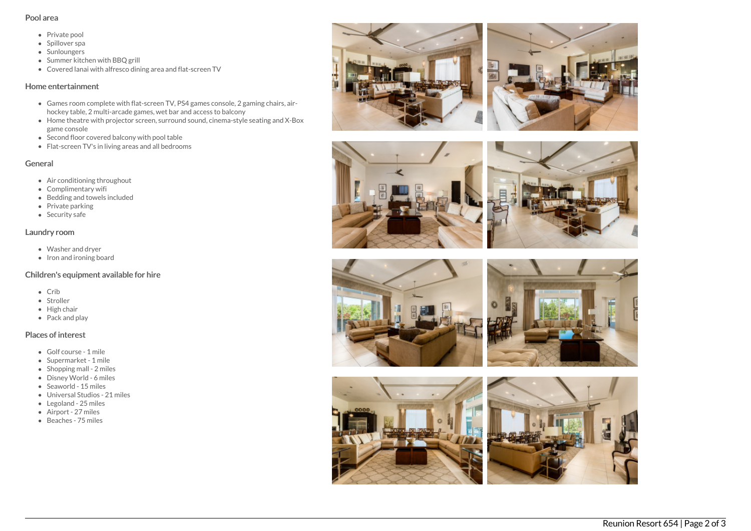## Pool area

- Private pool
- Spillover spa
- Sunloungers
- Summer kitchen with BBQ grill
- Covered lanai with alfresco dining area and flat-screen TV

## Home entertainment

- Games room complete with flat-screen TV, PS4 games console, 2 gaming chairs, air-hockey table, 2 multi-arcade games, wet bar and access to balcony
- Home theatre with projector screen, surround sound, cinema-style seating and X-Box game console
- Second floor covered balcony with pool table
- Flat-screen TV's in living areas and all bedrooms

## General

- Air conditioning throughout
- Complimentary wifi
- Bedding and towels included
- Private parking
- Security safe

## Laundry room

- Washer and dryer
- Iron and ironing board

## Children's equipment available for hire

- Crib
- Stroller
- High chair
- Pack and play

## Places of interest

- Golf course - 1 mile
- Supermarket - 1 mile
- Shopping mall - 2 miles
- Disney World - 6 miles
- Seaworld - 15 miles
- Universal Studios - 21 miles
- Legoland - 25 miles
- Airport - 27 miles
- Beaches - 75 miles